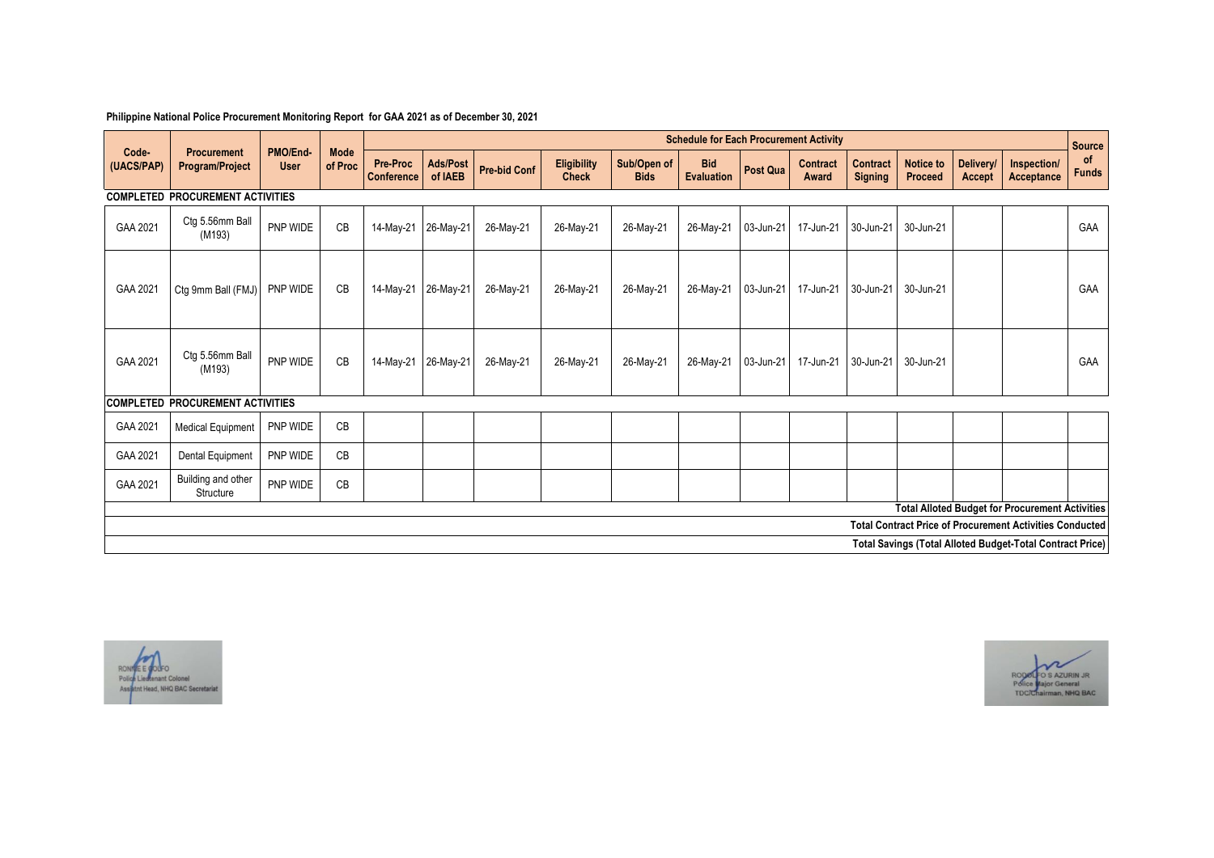**Philippine National Police Procurement Monitoring Report for GAA 2021 as of December 30, 2021**

| Code-(UACS/PAP) | Procurement Program/Project | PMO/End-User | Mode of Proc | Schedule for Each Procurement Activity | | | | | | | | | | | | Source of Funds |
|---|---|---|---|---|---|---|---|---|---|---|---|---|---|---|---|---|
| | | | | Pre-Proc Conference | Ads/Post of IAEB | Pre-bid Conf | Eligibility Check | Sub/Open of Bids | Bid Evaluation | Post Qua | Contract Award | Contract Signing | Notice to Proceed | Delivery/ Accept | Inspection/ Acceptance | |
| **COMPLETED PROCUREMENT ACTIVITIES** | | | | | | | | | | | | | | | | |
| GAA 2021 | Ctg 5.56mm Ball (M193) | PNP WIDE | CB | 14-May-21 | 26-May-21 | 26-May-21 | 26-May-21 | 26-May-21 | 26-May-21 | 03-Jun-21 | 17-Jun-21 | 30-Jun-21 | 30-Jun-21 | | | GAA |
| GAA 2021 | Ctg 9mm Ball (FMJ) | PNP WIDE | CB | 14-May-21 | 26-May-21 | 26-May-21 | 26-May-21 | 26-May-21 | 26-May-21 | 03-Jun-21 | 17-Jun-21 | 30-Jun-21 | 30-Jun-21 | | | GAA |
| GAA 2021 | Ctg 5.56mm Ball (M193) | PNP WIDE | CB | 14-May-21 | 26-May-21 | 26-May-21 | 26-May-21 | 26-May-21 | 26-May-21 | 03-Jun-21 | 17-Jun-21 | 30-Jun-21 | 30-Jun-21 | | | GAA |
| **COMPLETED PROCUREMENT ACTIVITIES** | | | | | | | | | | | | | | | | |
| GAA 2021 | Medical Equipment | PNP WIDE | CB | | | | | | | | | | | | | |
| GAA 2021 | Dental Equipment | PNP WIDE | CB | | | | | | | | | | | | | |
| GAA 2021 | Building and other Structure | PNP WIDE | CB | | | | | | | | | | | | | |
| **Total Alloted Budget for Procurement Activities** | | | | | | | | | | | | | | | | |
| **Total Contract Price of Procurement Activities Conducted** | | | | | | | | | | | | | | | | |
| **Total Savings (Total Alloted Budget-Total Contract Price)** | | | | | | | | | | | | | | | | |

RONNIE E GOLFO
Police Lieutenant Colonel
Assistant Head, NHQ BAC Secretariat

RODOLFO S AZURIN JR
Police Major General
TDC/Chairman, NHQ BAC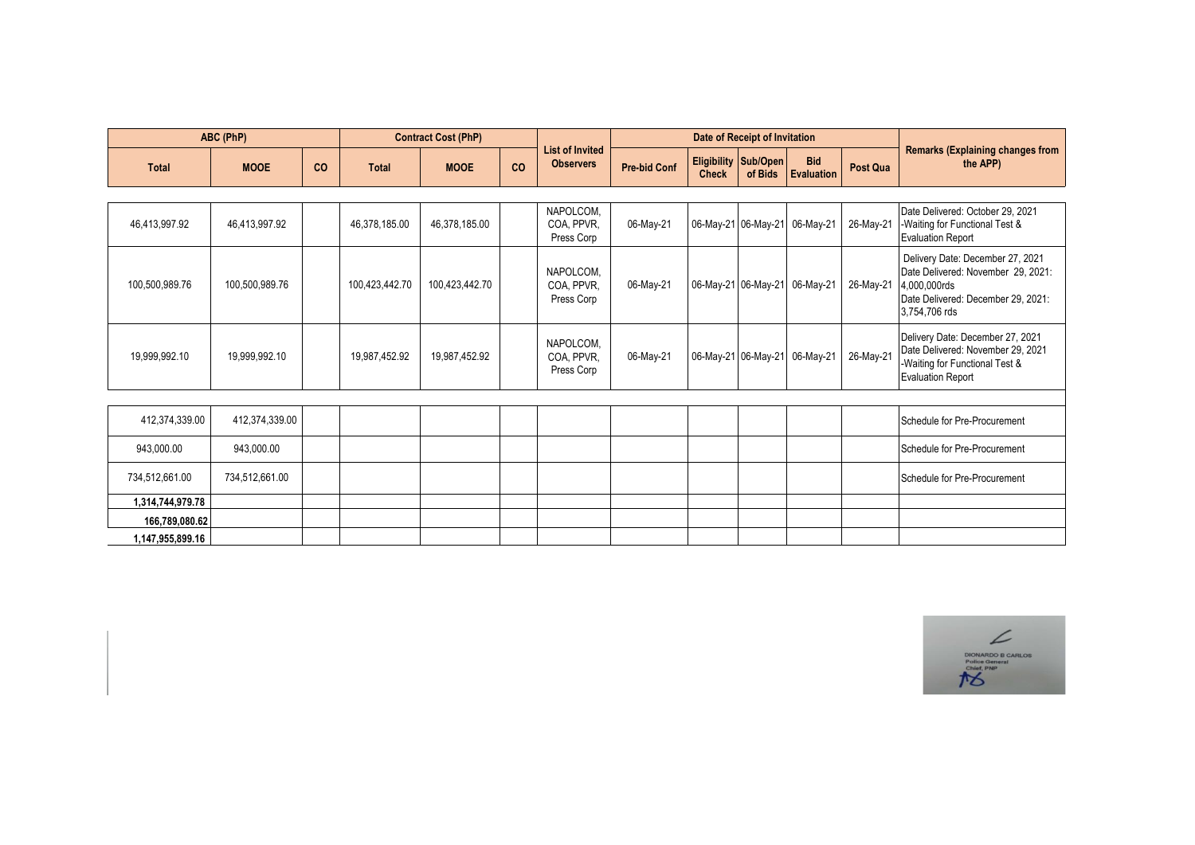| ABC (PhP) | | | Contract Cost (PhP) | | | List of Invited Observers | Date of Receipt of Invitation | | | | | Remarks (Explaining changes from the APP) |
|---|---|---|---|---|---|---|---|---|---|---|---|---|
| Total | MOOE | CO | Total | MOOE | CO | | Pre-bid Conf | Eligibility Check | Sub/Open of Bids | Bid Evaluation | Post Qua | |
| 46,413,997.92 | 46,413,997.92 | | 46,378,185.00 | 46,378,185.00 | | NAPOLCOM, COA, PPVR, Press Corp | 06-May-21 | 06-May-21 | 06-May-21 | 06-May-21 | 26-May-21 | Date Delivered: October 29, 2021 -Waiting for Functional Test & Evaluation Report |
| 100,500,989.76 | 100,500,989.76 | | 100,423,442.70 | 100,423,442.70 | | NAPOLCOM, COA, PPVR, Press Corp | 06-May-21 | 06-May-21 | 06-May-21 | 06-May-21 | 26-May-21 | Delivery Date: December 27, 2021 Date Delivered: November 29, 2021: 4,000,000rds Date Delivered: December 29, 2021: 3,754,706 rds |
| 19,999,992.10 | 19,999,992.10 | | 19,987,452.92 | 19,987,452.92 | | NAPOLCOM, COA, PPVR, Press Corp | 06-May-21 | 06-May-21 | 06-May-21 | 06-May-21 | 26-May-21 | Delivery Date: December 27, 2021 Date Delivered: November 29, 2021 -Waiting for Functional Test & Evaluation Report |
| 412,374,339.00 | 412,374,339.00 | | | | | | | | | | | Schedule for Pre-Procurement |
| 943,000.00 | 943,000.00 | | | | | | | | | | | Schedule for Pre-Procurement |
| 734,512,661.00 | 734,512,661.00 | | | | | | | | | | | Schedule for Pre-Procurement |
| **1,314,744,979.78** | | | | | | | | | | | | |
| **166,789,080.62** | | | | | | | | | | | | |
| **1,147,955,899.16** | | | | | | | | | | | | |

DIONARDO B CARLOS
Police General
Chief, PNP